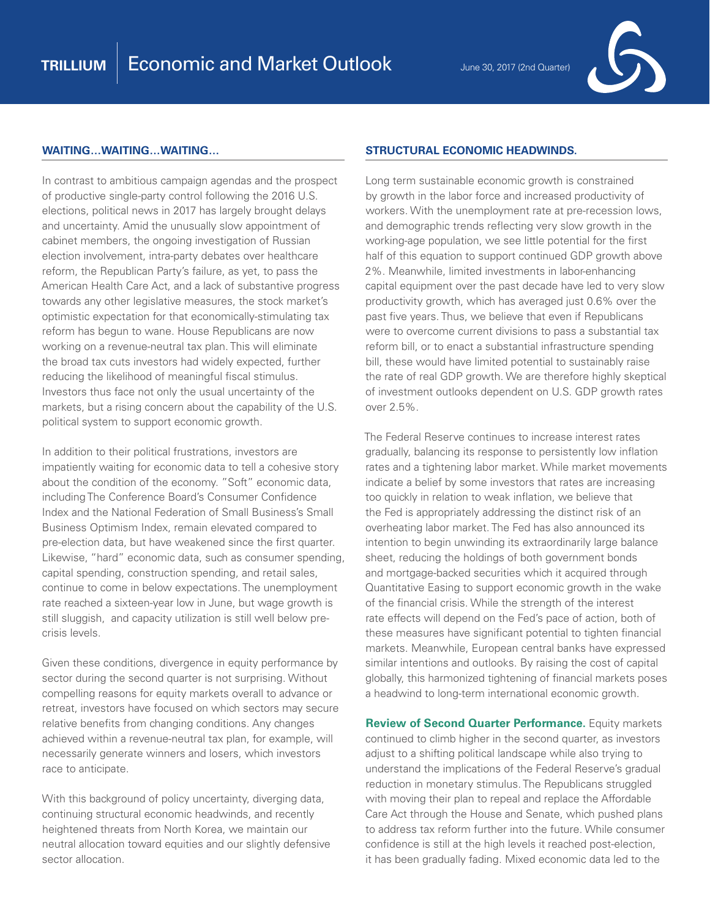# TRILLIUM | Economic and Market Outlook

June 30, 2017 (2nd Quarter)

## WAITING...WAITING...WAITING...

In contrast to ambitious campaign agendas and the prospect of productive single-party control following the 2016 U.S. elections, political news in 2017 has largely brought delays and uncertainty. Amid the unusually slow appointment of cabinet members, the ongoing investigation of Russian election involvement, intra-party debates over healthcare reform, the Republican Party's failure, as yet, to pass the American Health Care Act, and a lack of substantive progress towards any other legislative measures, the stock market's optimistic expectation for that economically-stimulating tax reform has begun to wane. House Republicans are now working on a revenue-neutral tax plan. This will eliminate the broad tax cuts investors had widely expected, further reducing the likelihood of meaningful fiscal stimulus. Investors thus face not only the usual uncertainty of the markets, but a rising concern about the capability of the U.S. political system to support economic growth.

In addition to their political frustrations, investors are impatiently waiting for economic data to tell a cohesive story about the condition of the economy. "Soft" economic data, including The Conference Board's Consumer Confidence Index and the National Federation of Small Business's Small Business Optimism Index, remain elevated compared to pre-election data, but have weakened since the first quarter. Likewise, "hard" economic data, such as consumer spending, capital spending, construction spending, and retail sales, continue to come in below expectations. The unemployment rate reached a sixteen-year low in June, but wage growth is still sluggish, and capacity utilization is still well below pre-crisis levels.

Given these conditions, divergence in equity performance by sector during the second quarter is not surprising. Without compelling reasons for equity markets overall to advance or retreat, investors have focused on which sectors may secure relative benefits from changing conditions. Any changes achieved within a revenue-neutral tax plan, for example, will necessarily generate winners and losers, which investors race to anticipate.

With this background of policy uncertainty, diverging data, continuing structural economic headwinds, and recently heightened threats from North Korea, we maintain our neutral allocation toward equities and our slightly defensive sector allocation.

## STRUCTURAL ECONOMIC HEADWINDS.

Long term sustainable economic growth is constrained by growth in the labor force and increased productivity of workers. With the unemployment rate at pre-recession lows, and demographic trends reflecting very slow growth in the working-age population, we see little potential for the first half of this equation to support continued GDP growth above 2%. Meanwhile, limited investments in labor-enhancing capital equipment over the past decade have led to very slow productivity growth, which has averaged just 0.6% over the past five years. Thus, we believe that even if Republicans were to overcome current divisions to pass a substantial tax reform bill, or to enact a substantial infrastructure spending bill, these would have limited potential to sustainably raise the rate of real GDP growth. We are therefore highly skeptical of investment outlooks dependent on U.S. GDP growth rates over 2.5%.

The Federal Reserve continues to increase interest rates gradually, balancing its response to persistently low inflation rates and a tightening labor market. While market movements indicate a belief by some investors that rates are increasing too quickly in relation to weak inflation, we believe that the Fed is appropriately addressing the distinct risk of an overheating labor market. The Fed has also announced its intention to begin unwinding its extraordinarily large balance sheet, reducing the holdings of both government bonds and mortgage-backed securities which it acquired through Quantitative Easing to support economic growth in the wake of the financial crisis. While the strength of the interest rate effects will depend on the Fed's pace of action, both of these measures have significant potential to tighten financial markets. Meanwhile, European central banks have expressed similar intentions and outlooks. By raising the cost of capital globally, this harmonized tightening of financial markets poses a headwind to long-term international economic growth.

**Review of Second Quarter Performance.** Equity markets continued to climb higher in the second quarter, as investors adjust to a shifting political landscape while also trying to understand the implications of the Federal Reserve's gradual reduction in monetary stimulus. The Republicans struggled with moving their plan to repeal and replace the Affordable Care Act through the House and Senate, which pushed plans to address tax reform further into the future. While consumer confidence is still at the high levels it reached post-election, it has been gradually fading. Mixed economic data led to the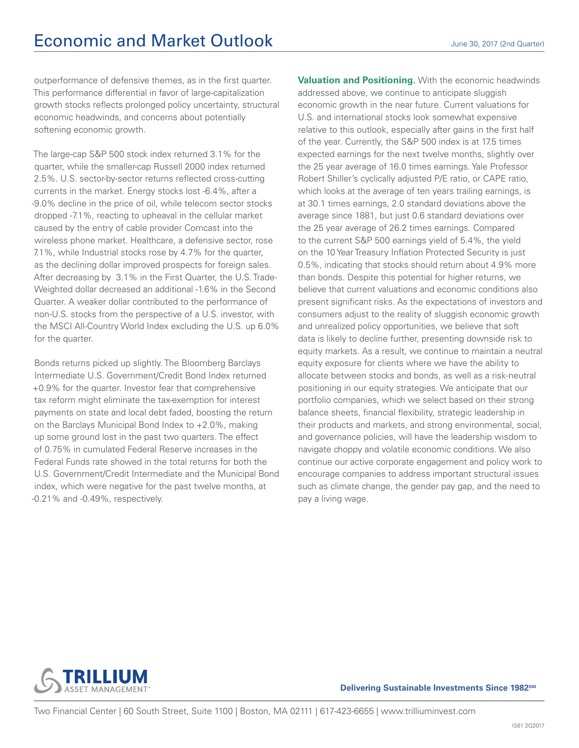outperformance of defensive themes, as in the first quarter. This performance differential in favor of large-capitalization growth stocks reflects prolonged policy uncertainty, structural economic headwinds, and concerns about potentially softening economic growth.

The large-cap S&P 500 stock index returned 3.1% for the quarter, while the smaller-cap Russell 2000 index returned 2.5%. U.S. sector-by-sector returns reflected cross-cutting currents in the market. Energy stocks lost -6.4%, after a -9.0% decline in the price of oil, while telecom sector stocks dropped -7.1%, reacting to upheaval in the cellular market caused by the entry of cable provider Comcast into the wireless phone market. Healthcare, a defensive sector, rose 7.1%, while Industrial stocks rose by 4.7% for the quarter, as the declining dollar improved prospects for foreign sales. After decreasing by 3.1% in the First Quarter, the U.S. Trade-Weighted dollar decreased an additional -1.6% in the Second Quarter. A weaker dollar contributed to the performance of non-U.S. stocks from the perspective of a U.S. investor, with the MSCI All-Country World Index excluding the U.S. up 6.0% for the quarter.

Bonds returns picked up slightly. The Bloomberg Barclays Intermediate U.S. Government/Credit Bond Index returned +0.9% for the quarter. Investor fear that comprehensive tax reform might eliminate the tax-exemption for interest payments on state and local debt faded, boosting the return on the Barclays Municipal Bond Index to +2.0%, making up some ground lost in the past two quarters. The effect of 0.75% in cumulated Federal Reserve increases in the Federal Funds rate showed in the total returns for both the U.S. Government/Credit Intermediate and the Municipal Bond index, which were negative for the past twelve months, at -0.21% and -0.49%, respectively.

**Valuation and Positioning.** With the economic headwinds addressed above, we continue to anticipate sluggish economic growth in the near future. Current valuations for U.S. and international stocks look somewhat expensive relative to this outlook, especially after gains in the first half of the year. Currently, the S&P 500 index is at 17.5 times expected earnings for the next twelve months, slightly over the 25 year average of 16.0 times earnings. Yale Professor Robert Shiller's cyclically adjusted P/E ratio, or CAPE ratio, which looks at the average of ten years trailing earnings, is at 30.1 times earnings, 2.0 standard deviations above the average since 1881, but just 0.6 standard deviations over the 25 year average of 26.2 times earnings. Compared to the current S&P 500 earnings yield of 5.4%, the yield on the 10 Year Treasury Inflation Protected Security is just 0.5%, indicating that stocks should return about 4.9% more than bonds. Despite this potential for higher returns, we believe that current valuations and economic conditions also present significant risks. As the expectations of investors and consumers adjust to the reality of sluggish economic growth and unrealized policy opportunities, we believe that soft data is likely to decline further, presenting downside risk to equity markets. As a result, we continue to maintain a neutral equity exposure for clients where we have the ability to allocate between stocks and bonds, as well as a risk-neutral positioning in our equity strategies. We anticipate that our portfolio companies, which we select based on their strong balance sheets, financial flexibility, strategic leadership in their products and markets, and strong environmental, social, and governance policies, will have the leadership wisdom to navigate choppy and volatile economic conditions. We also continue our active corporate engagement and policy work to encourage companies to address important structural issues such as climate change, the gender pay gap, and the need to pay a living wage.

TRILLIUM ASSET MANAGEMENT®

**Delivering Sustainable Investments Since 1982℠**

Two Financial Center | 60 South Street, Suite 1100 | Boston, MA 02111 | 617-423-6655 | www.trilliuminvest.com

IS61 2Q2017